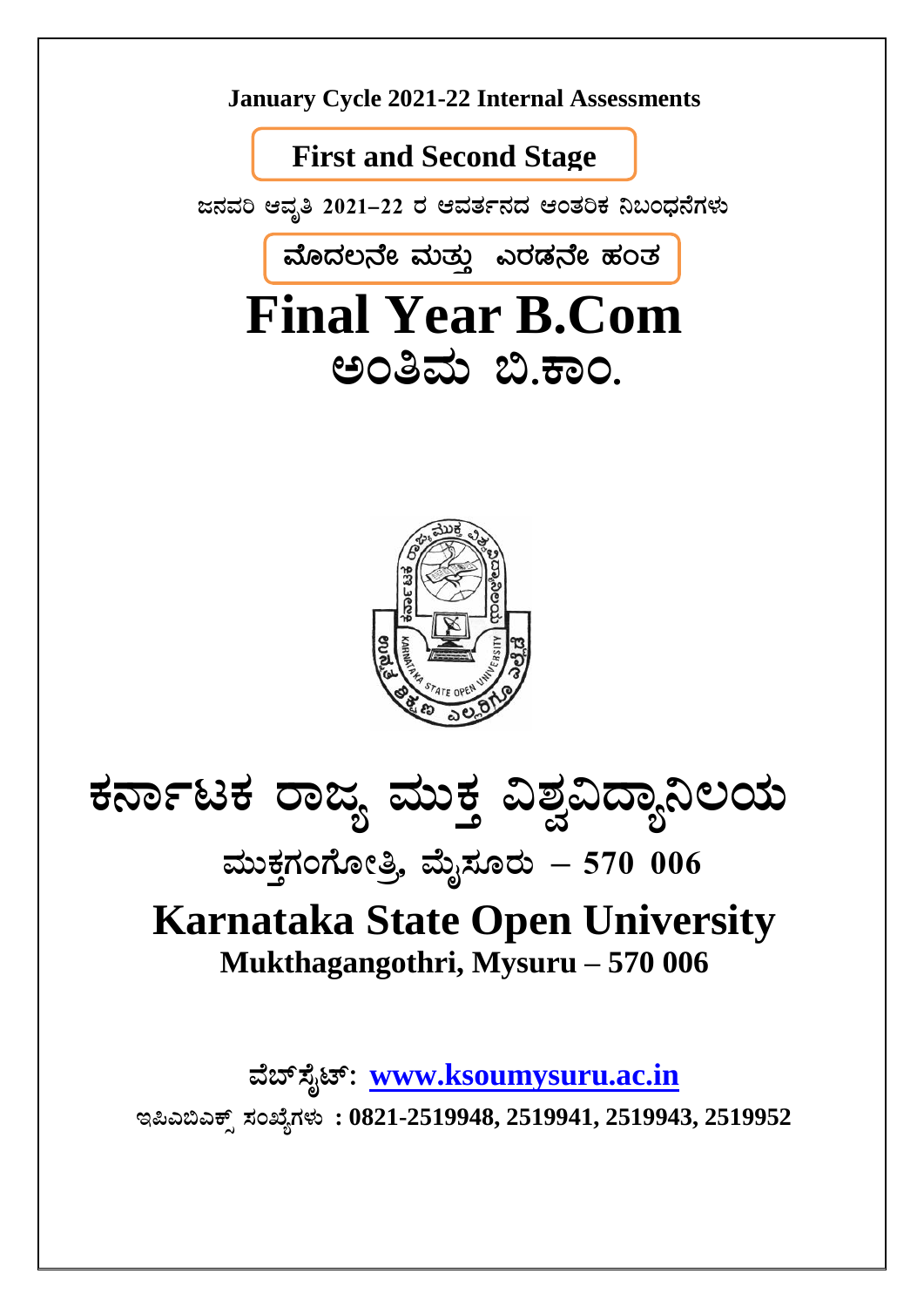**January Cycle 2021-22 Internal Assessments**

**First and Second Stage**

**ಜನವರಿ ಆವೃತಿ 2021–22 ರ ಆವರ್ತನದ ಆಂತರಿಕ ನಿಬಂಧನೆಗಳು**

**ಮೊದಲನೇ ಮತ್ತು ಎರಡನೇ ಹಂತ**

# Final Year B.Com

# ಅಂತಿಮ ಬಿ.ಕಾಂ.

# ಕರ್ನಾಟಕ ರಾಜ್ಯ ಮುಕ್ತ ವಿಶ್ವವಿದ್ಯಾನಿಲಯ

## ಮುಕ್ತಗಂಗೋತ್ರಿ, ಮೈಸೂರು – 570 006

# Karnataka State Open University

## Mukthagangothri, Mysuru – 570 006

**ವೆಬ್‌ಸೈಟ್: [www.ksoumysuru.ac.in](http://www.ksoumysuru.ac.in)**

**ಇಪಿಎಬಿಎಕ್ಸ್ ಸಂಖ್ಯೆಗಳು : 0821-2519948, 2519941, 2519943, 2519952**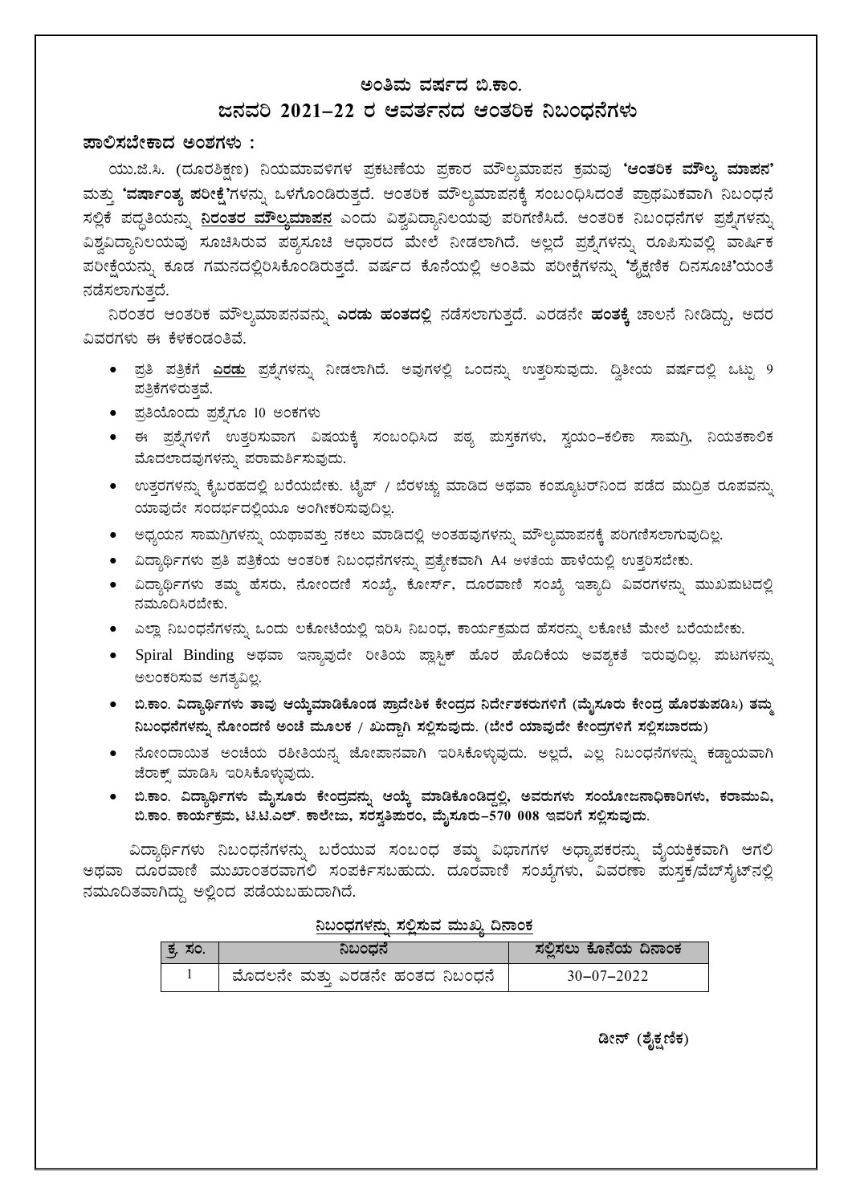# ಅಂತಿಮ ವರ್ಷದ ಬಿ.ಕಾಂ.

## ಜನವರಿ 2021–22 ರ ಆವರ್ತನದ ಆಂತರಿಕ ನಿಬಂಧನೆಗಳು

### ಪಾಲಿಸಬೇಕಾದ ಅಂಶಗಳು :

ಯು.ಜಿ.ಸಿ. (ದೂರಶಿಕ್ಷಣ) ನಿಯಮಾವಳಿಗಳ ಪ್ರಕಟಣೆಯ ಪ್ರಕಾರ ಮೌಲ್ಯಮಾಪನ ಕ್ರಮವು **'ಆಂತರಿಕ ಮೌಲ್ಯ ಮಾಪನ'** ಮತ್ತು **'ವರ್ಷಾಂತ್ಯ ಪರೀಕ್ಷೆ'**ಗಳನ್ನು ಒಳಗೊಂಡಿರುತ್ತದೆ. ಆಂತರಿಕ ಮೌಲ್ಯಮಾಪನಕ್ಕೆ ಸಂಬಂಧಿಸಿದಂತೆ ಪ್ರಾಥಮಿಕವಾಗಿ ನಿಬಂಧನೆ ಸಲ್ಲಿಕೆ ಪದ್ಧತಿಯನ್ನು **ನಿರಂತರ ಮೌಲ್ಯಮಾಪನ** ಎಂದು ವಿಶ್ವವಿದ್ಯಾನಿಲಯವು ಪರಿಗಣಿಸಿದೆ. ಆಂತರಿಕ ನಿಬಂಧನೆಗಳ ಪ್ರಶ್ನೆಗಳನ್ನು ವಿಶ್ವವಿದ್ಯಾನಿಲಯವು ಸೂಚಿಸಿರುವ ಪಠ್ಯಸೂಚಿ ಆಧಾರದ ಮೇಲೆ ನೀಡಲಾಗಿದೆ. ಅಲ್ಲದೆ ಪ್ರಶ್ನೆಗಳನ್ನು ರೂಪಿಸುವಲ್ಲಿ ವಾರ್ಷಿಕ ಪರೀಕ್ಷೆಯನ್ನು ಕೂಡ ಗಮನದಲ್ಲಿರಿಸಿಕೊಂಡಿರುತ್ತದೆ. ವರ್ಷದ ಕೊನೆಯಲ್ಲಿ ಅಂತಿಮ ಪರೀಕ್ಷೆಗಳನ್ನು **'ಶೈಕ್ಷಣಿಕ ದಿನಸೂಚಿ'**ಯಂತೆ ನಡೆಸಲಾಗುತ್ತದೆ.

ನಿರಂತರ ಆಂತರಿಕ ಮೌಲ್ಯಮಾಪನವನ್ನು **ಎರಡು ಹಂತದಲ್ಲಿ** ನಡೆಸಲಾಗುತ್ತದೆ. ಎರಡನೇ **ಹಂತಕ್ಕೆ** ಚಾಲನೆ ನೀಡಿದ್ದು, ಅದರ ವಿವರಗಳು ಈ ಕೆಳಕಂಡಂತಿವೆ.

- ಪ್ರತಿ ಪತ್ರಿಕೆಗೆ **ಎರಡು** ಪ್ರಶ್ನೆಗಳನ್ನು ನೀಡಲಾಗಿದೆ. ಅವುಗಳಲ್ಲಿ ಒಂದನ್ನು ಉತ್ತರಿಸುವುದು. ದ್ವಿತೀಯ ವರ್ಷದಲ್ಲಿ ಒಟ್ಟು 9 ಪತ್ರಿಕೆಗಳಿರುತ್ತವೆ.
- ಪ್ರತಿಯೊಂದು ಪ್ರಶ್ನೆಗೂ 10 ಅಂಕಗಳು
- ಈ ಪ್ರಶ್ನೆಗಳಿಗೆ ಉತ್ತರಿಸುವಾಗ ವಿಷಯಕ್ಕೆ ಸಂಬಂಧಿಸಿದ ಪಠ್ಯ ಪುಸ್ತಕಗಳು, ಸ್ವಯಂ–ಕಲಿಕಾ ಸಾಮಗ್ರಿ, ನಿಯತಕಾಲಿಕ ಮೊದಲಾದವುಗಳನ್ನು ಪರಾಮರ್ಶಿಸುವುದು.
- ಉತ್ತರಗಳನ್ನು ಕೈಬರಹದಲ್ಲಿ ಬರೆಯಬೇಕು. ಟೈಪ್ / ಬೆರಳಚ್ಚು ಮಾಡಿದ ಅಥವಾ ಕಂಪ್ಯೂಟರ್‌ನಿಂದ ಪಡೆದ ಮುದ್ರಿತ ರೂಪವನ್ನು ಯಾವುದೇ ಸಂದರ್ಭದಲ್ಲಿಯೂ ಅಂಗೀಕರಿಸುವುದಿಲ್ಲ.
- ಅಧ್ಯಯನ ಸಾಮಗ್ರಿಗಳನ್ನು ಯಥಾವತ್ತು ನಕಲು ಮಾಡಿದಲ್ಲಿ ಅಂತಹವುಗಳನ್ನು ಮೌಲ್ಯಮಾಪನಕ್ಕೆ ಪರಿಗಣಿಸಲಾಗುವುದಿಲ್ಲ.
- ವಿದ್ಯಾರ್ಥಿಗಳು ಪ್ರತಿ ಪತ್ರಿಕೆಯ ಆಂತರಿಕ ನಿಬಂಧನೆಗಳನ್ನು ಪ್ರತ್ಯೇಕವಾಗಿ A4 ಅಳತೆಯ ಹಾಳೆಯಲ್ಲಿ ಉತ್ತರಿಸಬೇಕು.
- ವಿದ್ಯಾರ್ಥಿಗಳು ತಮ್ಮ ಹೆಸರು, ನೋಂದಣಿ ಸಂಖ್ಯೆ, ಕೋರ್ಸ್, ದೂರವಾಣಿ ಸಂಖ್ಯೆ ಇತ್ಯಾದಿ ವಿವರಗಳನ್ನು ಮುಖಪುಟದಲ್ಲಿ ನಮೂದಿಸಿರಬೇಕು.
- ಎಲ್ಲಾ ನಿಬಂಧನೆಗಳನ್ನು ಒಂದು ಲಕೋಟೆಯಲ್ಲಿ ಇರಿಸಿ ನಿಬಂಧ, ಕಾರ್ಯಕ್ರಮದ ಹೆಸರನ್ನು ಲಕೋಟೆ ಮೇಲೆ ಬರೆಯಬೇಕು.
- Spiral Binding ಅಥವಾ ಇನ್ನಾವುದೇ ರೀತಿಯ ಪ್ಲಾಸ್ಟಿಕ್ ಹೊರ ಹೊದಿಕೆಯ ಅವಶ್ಯಕತೆ ಇರುವುದಿಲ್ಲ. ಪುಟಗಳನ್ನು ಅಲಂಕರಿಸುವ ಅಗತ್ಯವಿಲ್ಲ.
- **ಬಿ.ಕಾಂ. ವಿದ್ಯಾರ್ಥಿಗಳು ತಾವು ಆಯ್ಕೆಮಾಡಿಕೊಂಡ ಪ್ರಾದೇಶಿಕ ಕೇಂದ್ರದ ನಿರ್ದೇಶಕರುಗಳಿಗೆ (ಮೈಸೂರು ಕೇಂದ್ರ ಹೊರತುಪಡಿಸಿ) ತಮ್ಮ ನಿಬಂಧನೆಗಳನ್ನು ನೋಂದಣಿ ಅಂಚೆ ಮೂಲಕ / ಖುದ್ದಾಗಿ ಸಲ್ಲಿಸುವುದು. (ಬೇರೆ ಯಾವುದೇ ಕೇಂದ್ರಗಳಿಗೆ ಸಲ್ಲಿಸಬಾರದು)**
- ನೋಂದಾಯಿತ ಅಂಚೆಯ ರಶೀತಿಯನ್ನ ಜೋಪಾನವಾಗಿ ಇರಿಸಿಕೊಳ್ಳುವುದು. ಅಲ್ಲದೆ, ಎಲ್ಲ ನಿಬಂಧನೆಗಳನ್ನು ಕಡ್ಡಾಯವಾಗಿ ಜೆರಾಕ್ಸ್ ಮಾಡಿಸಿ ಇರಿಸಿಕೊಳ್ಳುವುದು.
- **ಬಿ.ಕಾಂ. ವಿದ್ಯಾರ್ಥಿಗಳು ಮೈಸೂರು ಕೇಂದ್ರವನ್ನು ಆಯ್ಕೆ ಮಾಡಿಕೊಂಡಿದ್ದಲ್ಲಿ, ಅವರುಗಳು ಸಂಯೋಜನಾಧಿಕಾರಿಗಳು, ಕರಾಮುವಿ, ಬಿ.ಕಾಂ. ಕಾರ್ಯಕ್ರಮ, ಟಿ.ಟಿ.ಎಲ್. ಕಾಲೇಜು, ಸರಸ್ವತಿಪುರಂ, ಮೈಸೂರು–570 008 ಇವರಿಗೆ ಸಲ್ಲಿಸುವುದು.**

ವಿದ್ಯಾರ್ಥಿಗಳು ನಿಬಂಧನೆಗಳನ್ನು ಬರೆಯುವ ಸಂಬಂಧ ತಮ್ಮ ವಿಭಾಗಗಳ ಅಧ್ಯಾಪಕರನ್ನು ವೈಯಕ್ತಿಕವಾಗಿ ಆಗಲಿ ಅಥವಾ ದೂರವಾಣಿ ಮುಖಾಂತರವಾಗಲಿ ಸಂಪರ್ಕಿಸಬಹುದು. ದೂರವಾಣಿ ಸಂಖ್ಯೆಗಳು, ವಿವರಣಾ ಪುಸ್ತಕ/ವೆಬ್‌ಸೈಟ್‌ನಲ್ಲಿ ನಮೂದಿತವಾಗಿದ್ದು ಅಲ್ಲಿಂದ ಪಡೆಯಬಹುದಾಗಿದೆ.

**ನಿಬಂಧಗಳನ್ನು ಸಲ್ಲಿಸುವ ಮುಖ್ಯ ದಿನಾಂಕ**

| ಕ್ರ. ಸಂ. | ನಿಬಂಧನೆ | ಸಲ್ಲಿಸಲು ಕೊನೆಯ ದಿನಾಂಕ |
|---|---|---|
| 1 | ಮೊದಲನೇ ಮತ್ತು ಎರಡನೇ ಹಂತದ ನಿಬಂಧನೆ | 30–07–2022 |

**ಡೀನ್ (ಶೈಕ್ಷಣಿಕ)**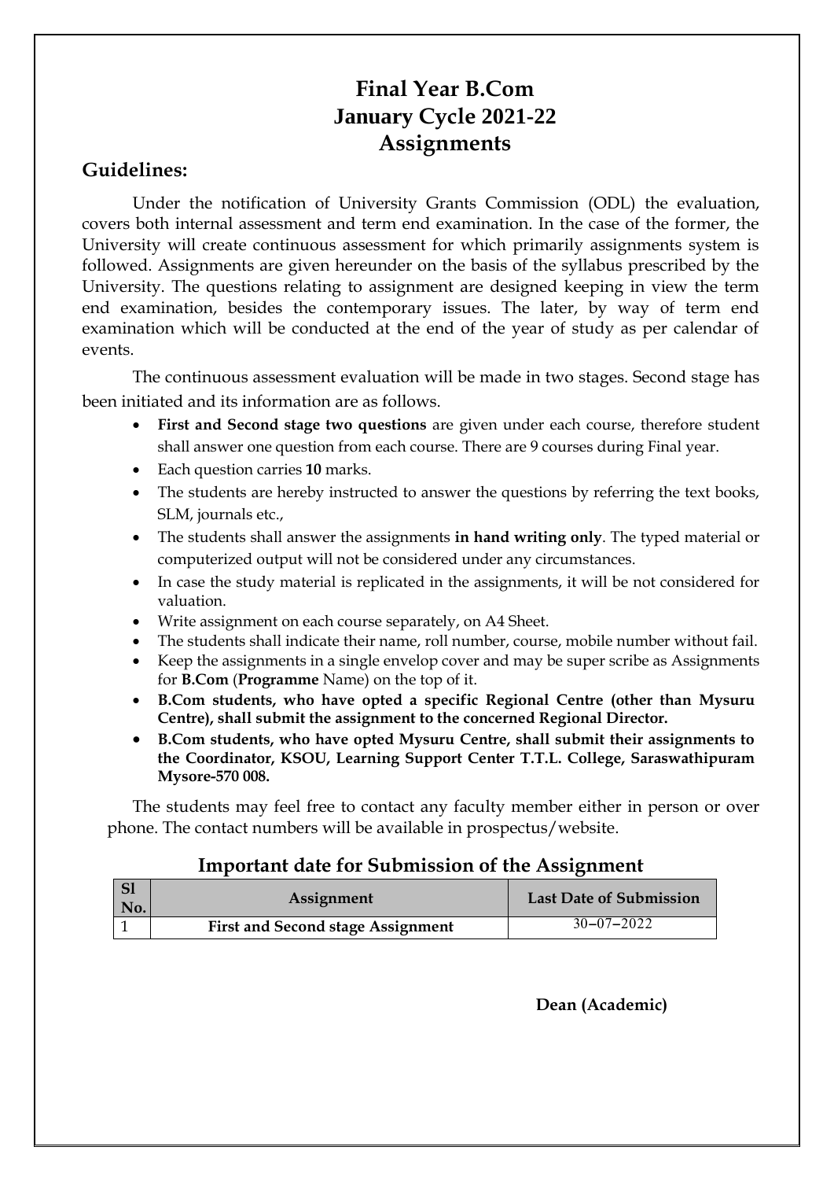# Final Year B.Com
# January Cycle 2021-22
# Assignments

## Guidelines:

Under the notification of University Grants Commission (ODL) the evaluation, covers both internal assessment and term end examination. In the case of the former, the University will create continuous assessment for which primarily assignments system is followed. Assignments are given hereunder on the basis of the syllabus prescribed by the University. The questions relating to assignment are designed keeping in view the term end examination, besides the contemporary issues. The later, by way of term end examination which will be conducted at the end of the year of study as per calendar of events.

The continuous assessment evaluation will be made in two stages. Second stage has been initiated and its information are as follows.

- **First and Second stage two questions** are given under each course, therefore student shall answer one question from each course. There are 9 courses during Final year.
- Each question carries **10** marks.
- The students are hereby instructed to answer the questions by referring the text books, SLM, journals etc.,
- The students shall answer the assignments **in hand writing only**. The typed material or computerized output will not be considered under any circumstances.
- In case the study material is replicated in the assignments, it will be not considered for valuation.
- Write assignment on each course separately, on A4 Sheet.
- The students shall indicate their name, roll number, course, mobile number without fail.
- Keep the assignments in a single envelop cover and may be super scribe as Assignments for **B.Com** (**Programme** Name) on the top of it.
- **B.Com students, who have opted a specific Regional Centre (other than Mysuru Centre), shall submit the assignment to the concerned Regional Director.**
- **B.Com students, who have opted Mysuru Centre, shall submit their assignments to the Coordinator, KSOU, Learning Support Center T.T.L. College, Saraswathipuram Mysore-570 008.**

The students may feel free to contact any faculty member either in person or over phone. The contact numbers will be available in prospectus/website.

## Important date for Submission of the Assignment

| Sl No. | Assignment | Last Date of Submission |
|---|---|---|
| 1 | **First and Second stage Assignment** | 30–07–2022 |

**Dean (Academic)**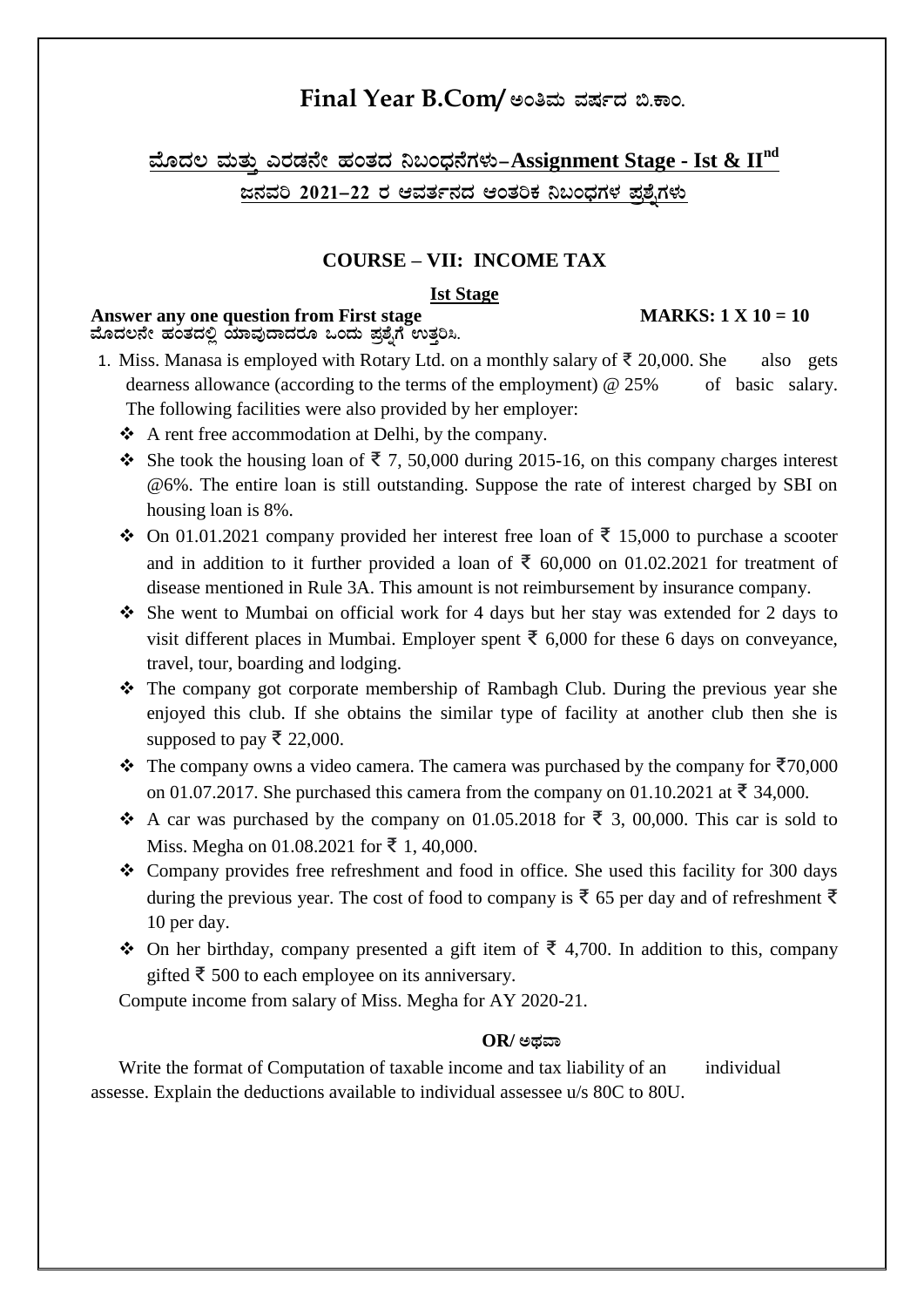# Final Year B.Com/ ಅಂತಿಮ ವರ್ಷದ ಬಿ.ಕಾಂ.

## ಮೊದಲ ಮತ್ತು ಎರಡನೇ ಹಂತದ ನಿಬಂಧನೆಗಳು–Assignment Stage - Ist & II[nd]

### ಜನವರಿ 2021–22 ರ ಆವರ್ತನದ ಆಂತರಿಕ ನಿಬಂಧಗಳ ಪ್ರಶ್ನೆಗಳು

### COURSE – VII: INCOME TAX

**Ist Stage**

**Answer any one question from First stage** **MARKS: 1 X 10 = 10**

**ಮೊದಲನೇ ಹಂತದಲ್ಲಿ ಯಾವುದಾದರೂ ಒಂದು ಪ್ರಶ್ನೆಗೆ ಉತ್ತರಿಸಿ.**

1. Miss. Manasa is employed with Rotary Ltd. on a monthly salary of ₹ 20,000. She also gets dearness allowance (according to the terms of the employment) @ 25% of basic salary. The following facilities were also provided by her employer:
   - A rent free accommodation at Delhi, by the company.
   - She took the housing loan of ₹ 7, 50,000 during 2015-16, on this company charges interest @6%. The entire loan is still outstanding. Suppose the rate of interest charged by SBI on housing loan is 8%.
   - On 01.01.2021 company provided her interest free loan of ₹ 15,000 to purchase a scooter and in addition to it further provided a loan of ₹ 60,000 on 01.02.2021 for treatment of disease mentioned in Rule 3A. This amount is not reimbursement by insurance company.
   - She went to Mumbai on official work for 4 days but her stay was extended for 2 days to visit different places in Mumbai. Employer spent ₹ 6,000 for these 6 days on conveyance, travel, tour, boarding and lodging.
   - The company got corporate membership of Rambagh Club. During the previous year she enjoyed this club. If she obtains the similar type of facility at another club then she is supposed to pay ₹ 22,000.
   - The company owns a video camera. The camera was purchased by the company for ₹70,000 on 01.07.2017. She purchased this camera from the company on 01.10.2021 at ₹ 34,000.
   - A car was purchased by the company on 01.05.2018 for ₹ 3, 00,000. This car is sold to Miss. Megha on 01.08.2021 for ₹ 1, 40,000.
   - Company provides free refreshment and food in office. She used this facility for 300 days during the previous year. The cost of food to company is ₹ 65 per day and of refreshment ₹ 10 per day.
   - On her birthday, company presented a gift item of ₹ 4,700. In addition to this, company gifted ₹ 500 to each employee on its anniversary.

   Compute income from salary of Miss. Megha for AY 2020-21.

**OR/ ಅಥವಾ**

Write the format of Computation of taxable income and tax liability of an individual assesse. Explain the deductions available to individual assessee u/s 80C to 80U.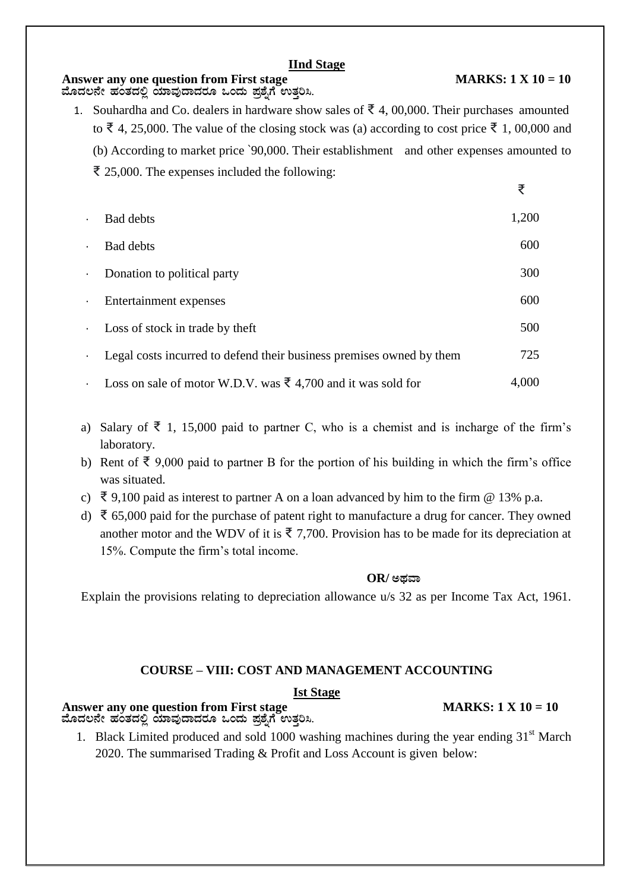## IInd Stage

**Answer any one question from First stage** **MARKS: 1 X 10 = 10**
**ಮೊದಲನೇ ಹಂತದಲ್ಲಿ ಯಾವುದಾದರೂ ಒಂದು ಪ್ರಶ್ನೆಗೆ ಉತ್ತರಿಸಿ.**

1. Souhardha and Co. dealers in hardware show sales of ₹ 4, 00,000. Their purchases amounted to ₹ 4, 25,000. The value of the closing stock was (a) according to cost price ₹ 1, 00,000 and (b) According to market price `90,000. Their establishment and other expenses amounted to ₹ 25,000. The expenses included the following:

| | ₹ |
|---|---|
| · Bad debts | 1,200 |
| · Bad debts | 600 |
| · Donation to political party | 300 |
| · Entertainment expenses | 600 |
| · Loss of stock in trade by theft | 500 |
| · Legal costs incurred to defend their business premises owned by them | 725 |
| · Loss on sale of motor W.D.V. was ₹ 4,700 and it was sold for | 4,000 |

a) Salary of ₹ 1, 15,000 paid to partner C, who is a chemist and is incharge of the firm's laboratory.
b) Rent of ₹ 9,000 paid to partner B for the portion of his building in which the firm's office was situated.
c) ₹ 9,100 paid as interest to partner A on a loan advanced by him to the firm @ 13% p.a.
d) ₹ 65,000 paid for the purchase of patent right to manufacture a drug for cancer. They owned another motor and the WDV of it is ₹ 7,700. Provision has to be made for its depreciation at 15%. Compute the firm's total income.

**OR/ ಅಥವಾ**

Explain the provisions relating to depreciation allowance u/s 32 as per Income Tax Act, 1961.

## COURSE – VIII: COST AND MANAGEMENT ACCOUNTING

## Ist Stage

**Answer any one question from First stage** **MARKS: 1 X 10 = 10**
**ಮೊದಲನೇ ಹಂತದಲ್ಲಿ ಯಾವುದಾದರೂ ಒಂದು ಪ್ರಶ್ನೆಗೆ ಉತ್ತರಿಸಿ.**

1. Black Limited produced and sold 1000 washing machines during the year ending 31st March 2020. The summarised Trading & Profit and Loss Account is given below: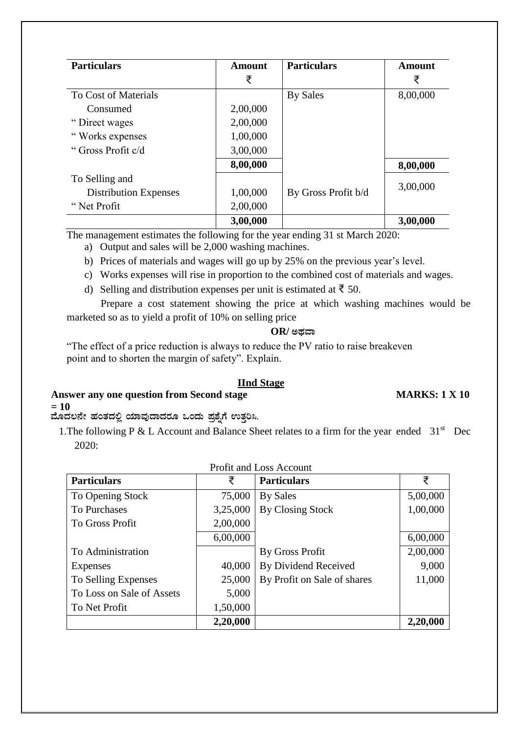| Particulars | Amount ₹ | Particulars | Amount ₹ |
|---|---|---|---|
| To Cost of Materials Consumed | 2,00,000 | By Sales | 8,00,000 |
| " Direct wages | 2,00,000 | | |
| " Works expenses | 1,00,000 | | |
| " Gross Profit c/d | 3,00,000 | | |
| | **8,00,000** | | **8,00,000** |
| To Selling and Distribution Expenses | 1,00,000 | By Gross Profit b/d | 3,00,000 |
| " Net Profit | 2,00,000 | | |
| | **3,00,000** | | **3,00,000** |

The management estimates the following for the year ending 31 st March 2020:

a) Output and sales will be 2,000 washing machines.

b) Prices of materials and wages will go up by 25% on the previous year's level.

c) Works expenses will rise in proportion to the combined cost of materials and wages.

d) Selling and distribution expenses per unit is estimated at ₹ 50.

Prepare a cost statement showing the price at which washing machines would be marketed so as to yield a profit of 10% on selling price

**OR/ ಅಥವಾ**

"The effect of a price reduction is always to reduce the PV ratio to raise breakeven point and to shorten the margin of safety". Explain.

## IInd Stage

**Answer any one question from Second stage** **MARKS: 1 X 10 = 10**

**ಮೊದಲನೇ ಹಂತದಲ್ಲಿ ಯಾವುದಾದರೂ ಒಂದು ಪ್ರಶ್ನೆಗೆ ಉತ್ತರಿಸಿ.**

1.The following P & L Account and Balance Sheet relates to a firm for the year ended 31st Dec 2020:

Profit and Loss Account

| Particulars | ₹ | Particulars | ₹ |
|---|---|---|---|
| To Opening Stock | 75,000 | By Sales | 5,00,000 |
| To Purchases | 3,25,000 | By Closing Stock | 1,00,000 |
| To Gross Profit | 2,00,000 | | |
| | 6,00,000 | | 6,00,000 |
| To Administration Expenses | 40,000 | By Gross Profit | 2,00,000 |
| To Selling Expenses | 25,000 | By Dividend Received | 9,000 |
| To Loss on Sale of Assets | 5,000 | By Profit on Sale of shares | 11,000 |
| To Net Profit | 1,50,000 | | |
| | **2,20,000** | | **2,20,000** |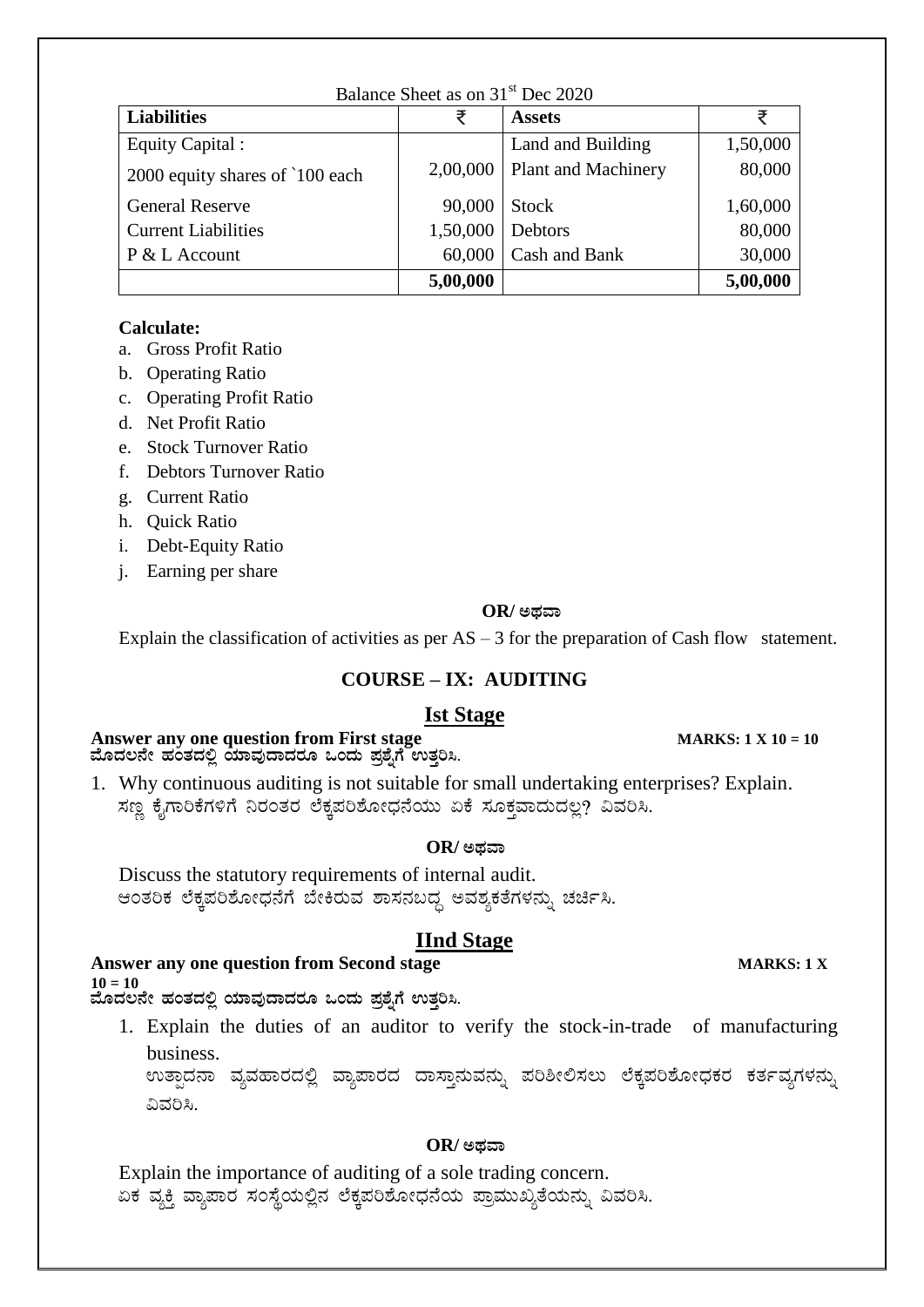Balance Sheet as on 31st Dec 2020

| Liabilities | ₹ | Assets | ₹ |
|---|---|---|---|
| Equity Capital : | | Land and Building | 1,50,000 |
| 2000 equity shares of `100 each | 2,00,000 | Plant and Machinery | 80,000 |
| General Reserve | 90,000 | Stock | 1,60,000 |
| Current Liabilities | 1,50,000 | Debtors | 80,000 |
| P & L Account | 60,000 | Cash and Bank | 30,000 |
| | **5,00,000** | | **5,00,000** |

**Calculate:**

a. Gross Profit Ratio
b. Operating Ratio
c. Operating Profit Ratio
d. Net Profit Ratio
e. Stock Turnover Ratio
f. Debtors Turnover Ratio
g. Current Ratio
h. Quick Ratio
i. Debt-Equity Ratio
j. Earning per share

**OR/ ಅಥವಾ**

Explain the classification of activities as per AS – 3 for the preparation of Cash flow statement.

## COURSE – IX: AUDITING

### Ist Stage

**Answer any one question from First stage** **MARKS: 1 X 10 = 10**
**ಮೊದಲನೇ ಹಂತದಲ್ಲಿ ಯಾವುದಾದರೂ ಒಂದು ಪ್ರಶ್ನೆಗೆ ಉತ್ತರಿಸಿ.**

1. Why continuous auditing is not suitable for small undertaking enterprises? Explain.
ಸಣ್ಣ ಕೈಗಾರಿಕೆಗಳಿಗೆ ನಿರಂತರ ಲೆಕ್ಕಪರಿಶೋಧನೆಯು ಏಕೆ ಸೂಕ್ತವಾದುದಲ್ಲ? ವಿವರಿಸಿ.

**OR/ ಅಥವಾ**

Discuss the statutory requirements of internal audit.
ಆಂತರಿಕ ಲೆಕ್ಕಪರಿಶೋಧನೆಗೆ ಬೇಕಿರುವ ಶಾಸನಬದ್ಧ ಅವಶ್ಯಕತೆಗಳನ್ನು ಚರ್ಚಿಸಿ.

### IInd Stage

**Answer any one question from Second stage** **MARKS: 1 X 10 = 10**
**ಮೊದಲನೇ ಹಂತದಲ್ಲಿ ಯಾವುದಾದರೂ ಒಂದು ಪ್ರಶ್ನೆಗೆ ಉತ್ತರಿಸಿ.**

1. Explain the duties of an auditor to verify the stock-in-trade of manufacturing business.
ಉತ್ಪಾದನಾ ವ್ಯವಹಾರದಲ್ಲಿ ವ್ಯಾಪಾರದ ದಾಸ್ತಾನುವನ್ನು ಪರಿಶೀಲಿಸಲು ಲೆಕ್ಕಪರಿಶೋಧಕರ ಕರ್ತವ್ಯಗಳನ್ನು ವಿವರಿಸಿ.

**OR/ ಅಥವಾ**

Explain the importance of auditing of a sole trading concern.
ಏಕ ವ್ಯಕ್ತಿ ವ್ಯಾಪಾರ ಸಂಸ್ಥೆಯಲ್ಲಿನ ಲೆಕ್ಕಪರಿಶೋಧನೆಯ ಪ್ರಾಮುಖ್ಯತೆಯನ್ನು ವಿವರಿಸಿ.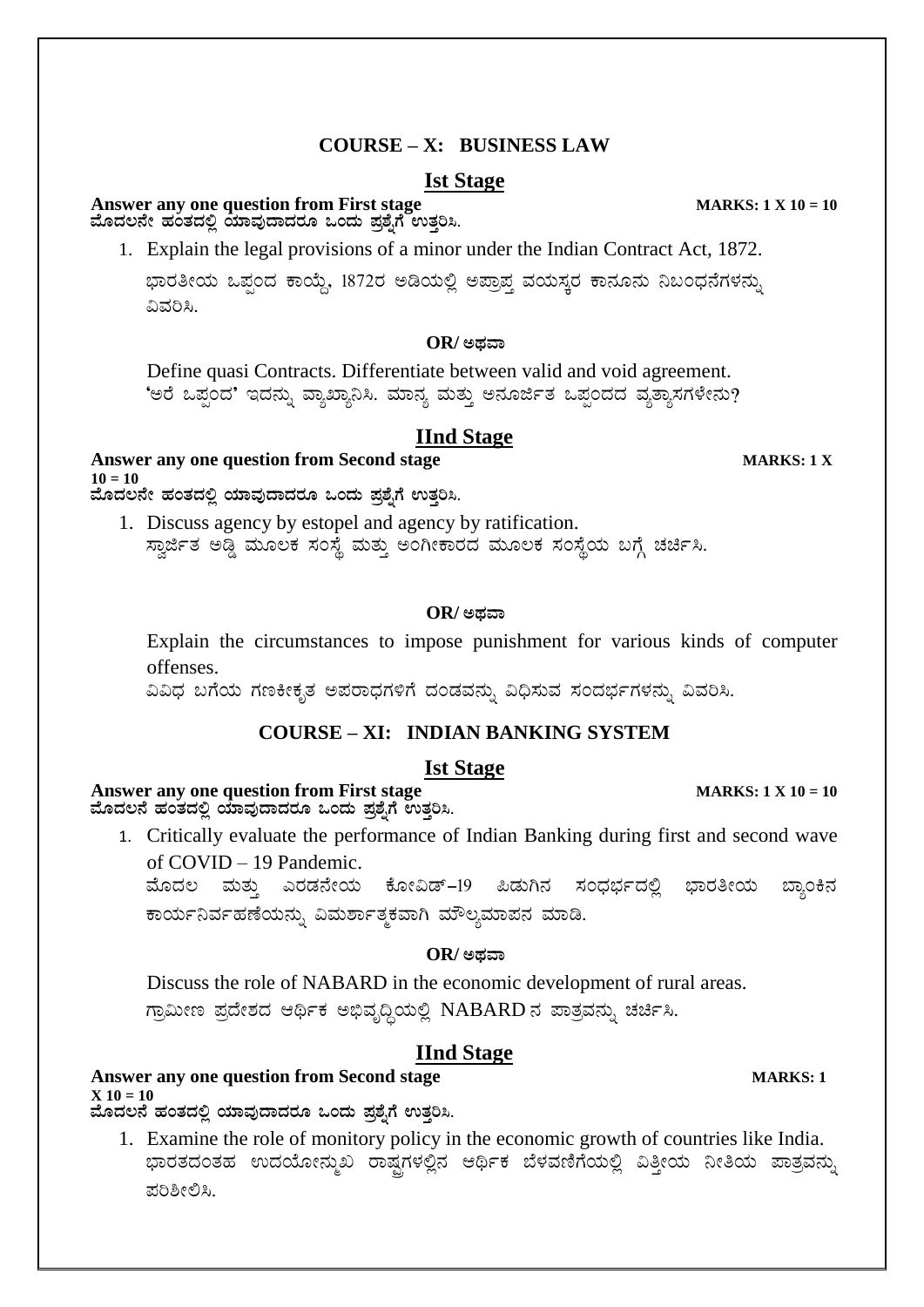## COURSE – X: BUSINESS LAW

### Ist Stage

**Answer any one question from First stage** **MARKS: 1 X 10 = 10**
**ಮೊದಲನೇ ಹಂತದಲ್ಲಿ ಯಾವುದಾದರೂ ಒಂದು ಪ್ರಶ್ನೆಗೆ ಉತ್ತರಿಸಿ.**

1. Explain the legal provisions of a minor under the Indian Contract Act, 1872.
   ಭಾರತೀಯ ಒಪ್ಪಂದ ಕಾಯ್ದೆ, 1872ರ ಅಡಿಯಲ್ಲಿ ಅಪ್ರಾಪ್ತ ವಯಸ್ಕರ ಕಾನೂನು ನಿಬಂಧನೆಗಳನ್ನು ವಿವರಿಸಿ.

**OR/ ಅಥವಾ**

Define quasi Contracts. Differentiate between valid and void agreement.
'ಅರೆ ಒಪ್ಪಂದ' ಇದನ್ನು ವ್ಯಾಖ್ಯಾನಿಸಿ. ಮಾನ್ಯ ಮತ್ತು ಅನೂರ್ಜಿತ ಒಪ್ಪಂದದ ವ್ಯತ್ಯಾಸಗಳೇನು?

### IInd Stage

**Answer any one question from Second stage** **MARKS: 1 X 10 = 10**
**ಮೊದಲನೇ ಹಂತದಲ್ಲಿ ಯಾವುದಾದರೂ ಒಂದು ಪ್ರಶ್ನೆಗೆ ಉತ್ತರಿಸಿ.**

1. Discuss agency by estopel and agency by ratification.
   ಸ್ವಾರ್ಜಿತ ಅಡ್ಡಿ ಮೂಲಕ ಸಂಸ್ಥೆ ಮತ್ತು ಅಂಗೀಕಾರದ ಮೂಲಕ ಸಂಸ್ಥೆಯ ಬಗ್ಗೆ ಚರ್ಚಿಸಿ.

**OR/ ಅಥವಾ**

Explain the circumstances to impose punishment for various kinds of computer offenses.
ವಿವಿಧ ಬಗೆಯ ಗಣಕೀಕೃತ ಅಪರಾಧಗಳಿಗೆ ದಂಡವನ್ನು ವಿಧಿಸುವ ಸಂದರ್ಭಗಳನ್ನು ವಿವರಿಸಿ.

## COURSE – XI: INDIAN BANKING SYSTEM

### Ist Stage

**Answer any one question from First stage** **MARKS: 1 X 10 = 10**
**ಮೊದಲನೆ ಹಂತದಲ್ಲಿ ಯಾವುದಾದರೂ ಒಂದು ಪ್ರಶ್ನೆಗೆ ಉತ್ತರಿಸಿ.**

1. Critically evaluate the performance of Indian Banking during first and second wave of COVID – 19 Pandemic.
   ಮೊದಲ ಮತ್ತು ಎರಡನೇಯ ಕೋವಿಡ್–19 ಪಿಡುಗಿನ ಸಂಧರ್ಭದಲ್ಲಿ ಭಾರತೀಯ ಬ್ಯಾಂಕಿನ ಕಾರ್ಯನಿರ್ವಹಣೆಯನ್ನು ವಿಮರ್ಶಾತ್ಮಕವಾಗಿ ಮೌಲ್ಯಮಾಪನ ಮಾಡಿ.

**OR/ ಅಥವಾ**

Discuss the role of NABARD in the economic development of rural areas.
ಗ್ರಾಮೀಣ ಪ್ರದೇಶದ ಆರ್ಥಿಕ ಅಭಿವೃದ್ಧಿಯಲ್ಲಿ NABARD ನ ಪಾತ್ರವನ್ನು ಚರ್ಚಿಸಿ.

### IInd Stage

**Answer any one question from Second stage** **MARKS: 1 X 10 = 10**
**ಮೊದಲನೆ ಹಂತದಲ್ಲಿ ಯಾವುದಾದರೂ ಒಂದು ಪ್ರಶ್ನೆಗೆ ಉತ್ತರಿಸಿ.**

1. Examine the role of monitory policy in the economic growth of countries like India.
   ಭಾರತದಂತಹ ಉದಯೋನ್ಮುಖ ರಾಷ್ಟ್ರಗಳಲ್ಲಿನ ಆರ್ಥಿಕ ಬೆಳವಣಿಗೆಯಲ್ಲಿ ವಿತ್ತೀಯ ನೀತಿಯ ಪಾತ್ರವನ್ನು ಪರಿಶೀಲಿಸಿ.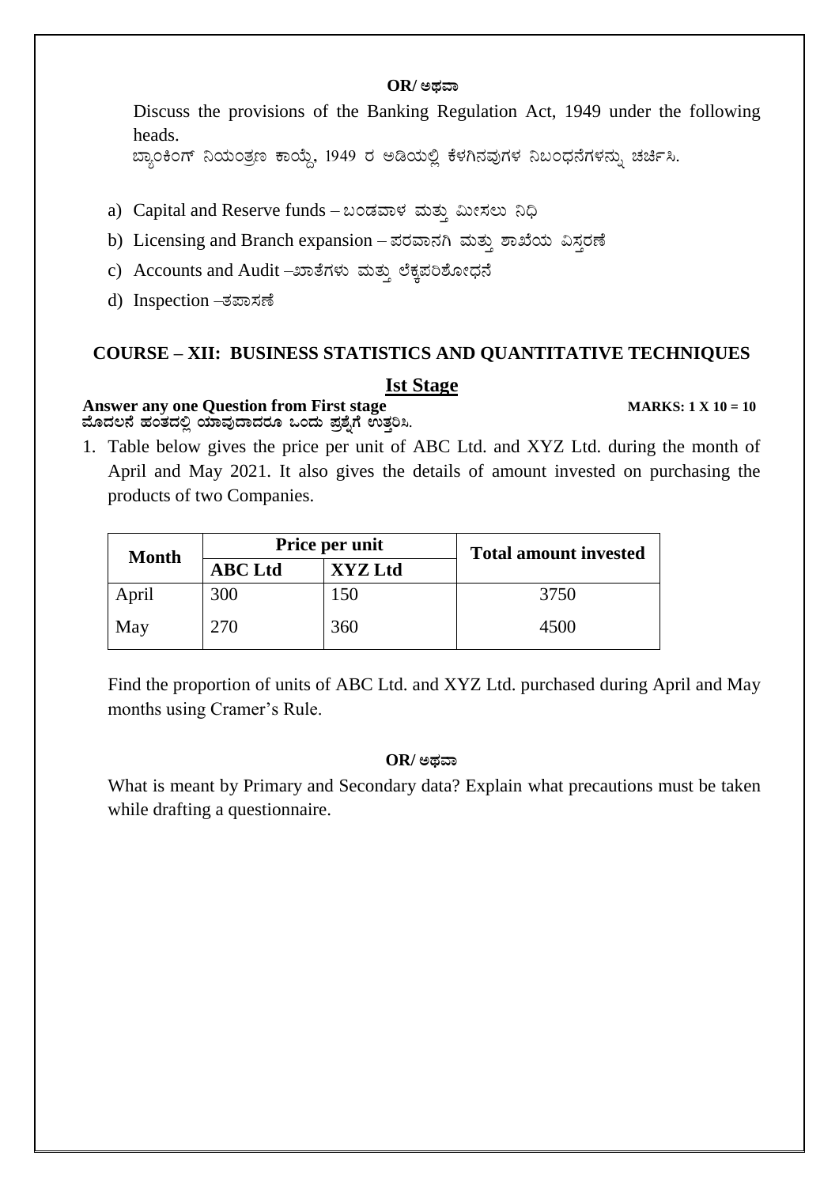**OR/ ಅಥವಾ**

Discuss the provisions of the Banking Regulation Act, 1949 under the following heads.
ಬ್ಯಾಂಕಿಂಗ್ ನಿಯಂತ್ರಣ ಕಾಯ್ದೆ, 1949 ರ ಅಡಿಯಲ್ಲಿ ಕೆಳಗಿನವುಗಳ ನಿಬಂಧನೆಗಳನ್ನು ಚರ್ಚಿಸಿ.

a) Capital and Reserve funds – ಬಂಡವಾಳ ಮತ್ತು ಮೀಸಲು ನಿಧಿ
b) Licensing and Branch expansion – ಪರವಾನಗಿ ಮತ್ತು ಶಾಖೆಯ ವಿಸ್ತರಣೆ
c) Accounts and Audit –ಖಾತೆಗಳು ಮತ್ತು ಲೆಕ್ಕಪರಿಶೋಧನೆ
d) Inspection –ತಪಾಸಣೆ

## COURSE – XII: BUSINESS STATISTICS AND QUANTITATIVE TECHNIQUES

### Ist Stage

**Answer any one Question from First stage** **MARKS: 1 X 10 = 10**
**ಮೊದಲನೆ ಹಂತದಲ್ಲಿ ಯಾವುದಾದರೂ ಒಂದು ಪ್ರಶ್ನೆಗೆ ಉತ್ತರಿಸಿ.**

1. Table below gives the price per unit of ABC Ltd. and XYZ Ltd. during the month of April and May 2021. It also gives the details of amount invested on purchasing the products of two Companies.

| Month | Price per unit | | Total amount invested |
|---|---|---|---|
| | ABC Ltd | XYZ Ltd | |
| April | 300 | 150 | 3750 |
| May | 270 | 360 | 4500 |

Find the proportion of units of ABC Ltd. and XYZ Ltd. purchased during April and May months using Cramer's Rule.

**OR/ ಅಥವಾ**

What is meant by Primary and Secondary data? Explain what precautions must be taken while drafting a questionnaire.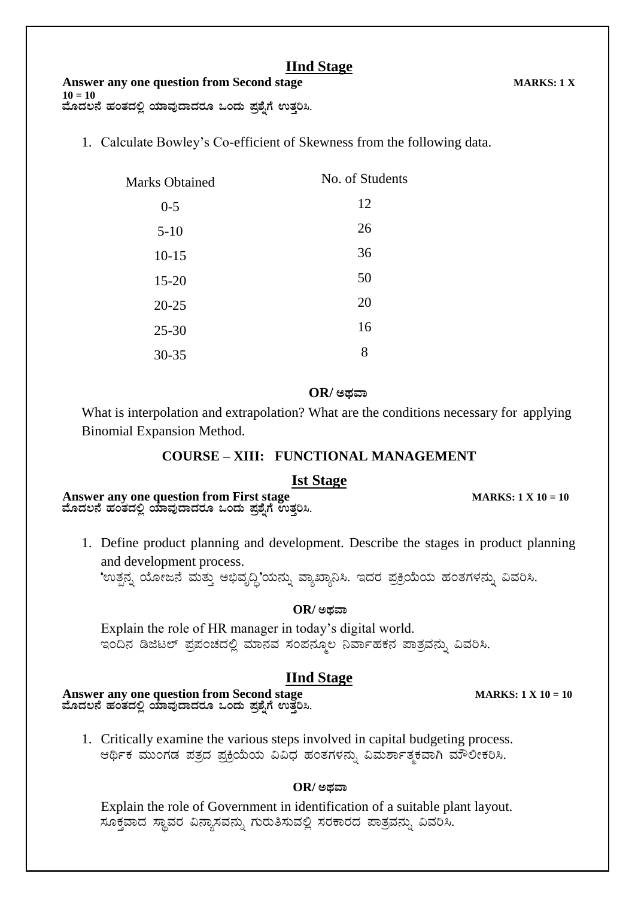## IInd Stage

**Answer any one question from Second stage** **MARKS: 1 X 10 = 10**
**ಮೊದಲನೆ ಹಂತದಲ್ಲಿ ಯಾವುದಾದರೂ ಒಂದು ಪ್ರಶ್ನೆಗೆ ಉತ್ತರಿಸಿ.**

1. Calculate Bowley's Co-efficient of Skewness from the following data.

| Marks Obtained | No. of Students |
|---|---|
| 0-5 | 12 |
| 5-10 | 26 |
| 10-15 | 36 |
| 15-20 | 50 |
| 20-25 | 20 |
| 25-30 | 16 |
| 30-35 | 8 |

**OR/ ಅಥವಾ**

What is interpolation and extrapolation? What are the conditions necessary for applying Binomial Expansion Method.

### COURSE – XIII: FUNCTIONAL MANAGEMENT

## Ist Stage

**Answer any one question from First stage** **MARKS: 1 X 10 = 10**
**ಮೊದಲನೆ ಹಂತದಲ್ಲಿ ಯಾವುದಾದರೂ ಒಂದು ಪ್ರಶ್ನೆಗೆ ಉತ್ತರಿಸಿ.**

1. Define product planning and development. Describe the stages in product planning and development process.
   'ಉತ್ಪನ್ನ ಯೋಜನೆ ಮತ್ತು ಅಭಿವೃದ್ಧಿ'ಯನ್ನು ವ್ಯಾಖ್ಯಾನಿಸಿ. ಇದರ ಪ್ರಕ್ರಿಯೆಯ ಹಂತಗಳನ್ನು ವಿವರಿಸಿ.

**OR/ ಅಥವಾ**

Explain the role of HR manager in today's digital world.
ಇಂದಿನ ಡಿಜಿಟಲ್ ಪ್ರಪಂಚದಲ್ಲಿ ಮಾನವ ಸಂಪನ್ಮೂಲ ನಿರ್ವಾಹಕನ ಪಾತ್ರವನ್ನು ವಿವರಿಸಿ.

## IInd Stage

**Answer any one question from Second stage** **MARKS: 1 X 10 = 10**
**ಮೊದಲನೆ ಹಂತದಲ್ಲಿ ಯಾವುದಾದರೂ ಒಂದು ಪ್ರಶ್ನೆಗೆ ಉತ್ತರಿಸಿ.**

1. Critically examine the various steps involved in capital budgeting process.
   ಆರ್ಥಿಕ ಮುಂಗಡ ಪತ್ರದ ಪ್ರಕ್ರಿಯೆಯ ವಿವಿಧ ಹಂತಗಳನ್ನು ವಿಮರ್ಶಾತ್ಮಕವಾಗಿ ಮೌಲೀಕರಿಸಿ.

**OR/ ಅಥವಾ**

Explain the role of Government in identification of a suitable plant layout.
ಸೂಕ್ತವಾದ ಸ್ಥಾವರ ವಿನ್ಯಾಸವನ್ನು ಗುರುತಿಸುವಲ್ಲಿ ಸರಕಾರದ ಪಾತ್ರವನ್ನು ವಿವರಿಸಿ.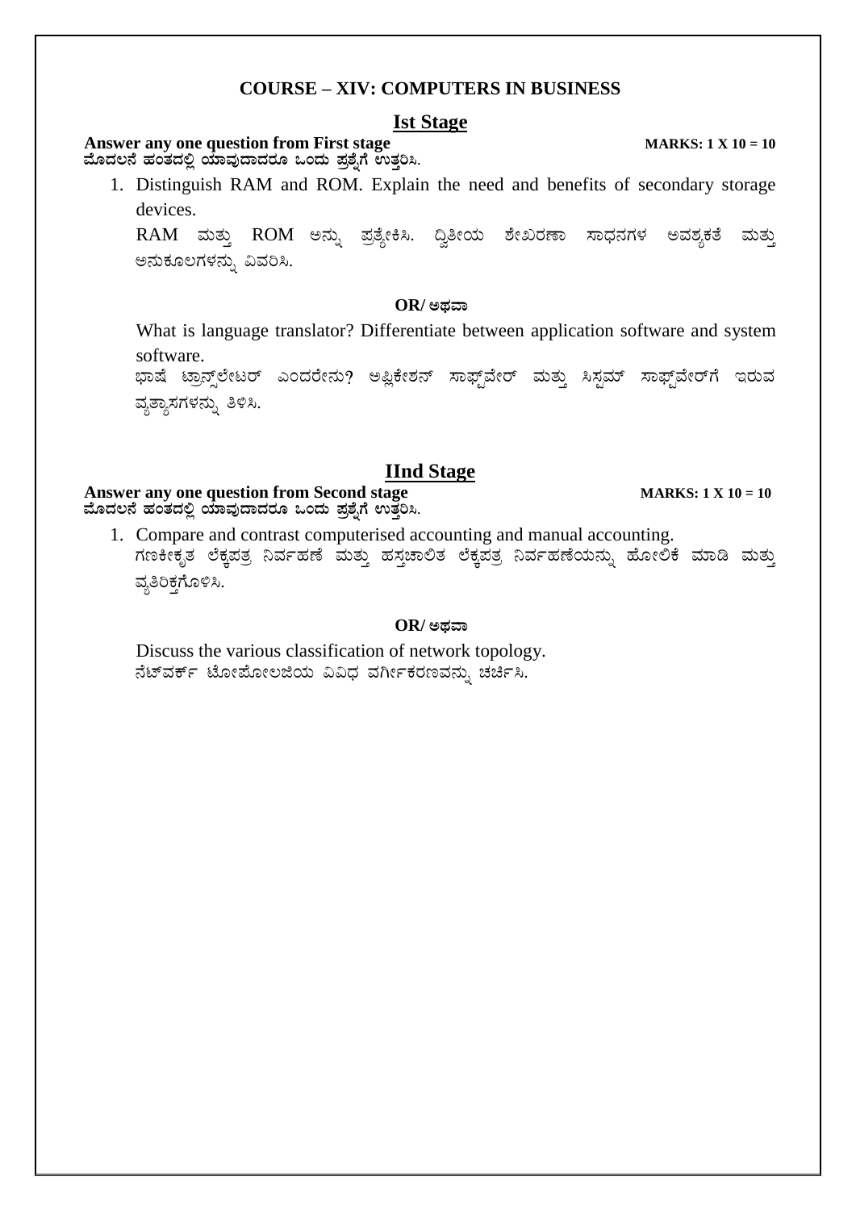**COURSE – XIV: COMPUTERS IN BUSINESS**

## Ist Stage

**Answer any one question from First stage** **MARKS: 1 X 10 = 10**

**ಮೊದಲನೆ ಹಂತದಲ್ಲಿ ಯಾವುದಾದರೂ ಒಂದು ಪ್ರಶ್ನೆಗೆ ಉತ್ತರಿಸಿ.**

1. Distinguish RAM and ROM. Explain the need and benefits of secondary storage devices.

   RAM ಮತ್ತು ROM ಅನ್ನು ಪ್ರತ್ಯೇಕಿಸಿ. ದ್ವಿತೀಯ ಶೇಖರಣಾ ಸಾಧನಗಳ ಅವಶ್ಯಕತೆ ಮತ್ತು ಅನುಕೂಲಗಳನ್ನು ವಿವರಿಸಿ.

**OR/ ಅಥವಾ**

What is language translator? Differentiate between application software and system software.

ಭಾಷೆ ಟ್ರಾನ್ಸ್‌ಲೇಟರ್ ಎಂದರೇನು? ಅಪ್ಲಿಕೇಶನ್ ಸಾಫ್ಟ್‌ವೇರ್ ಮತ್ತು ಸಿಸ್ಟಮ್ ಸಾಫ್ಟ್‌ವೇರ್‌ಗೆ ಇರುವ ವ್ಯತ್ಯಾಸಗಳನ್ನು ತಿಳಿಸಿ.

## IInd Stage

**Answer any one question from Second stage** **MARKS: 1 X 10 = 10**

**ಮೊದಲನೆ ಹಂತದಲ್ಲಿ ಯಾವುದಾದರೂ ಒಂದು ಪ್ರಶ್ನೆಗೆ ಉತ್ತರಿಸಿ.**

1. Compare and contrast computerised accounting and manual accounting.

   ಗಣಕೀಕೃತ ಲೆಕ್ಕಪತ್ರ ನಿರ್ವಹಣೆ ಮತ್ತು ಹಸ್ತಚಾಲಿತ ಲೆಕ್ಕಪತ್ರ ನಿರ್ವಹಣೆಯನ್ನು ಹೋಲಿಕೆ ಮಾಡಿ ಮತ್ತು ವ್ಯತಿರಿಕ್ತಗೊಳಿಸಿ.

**OR/ ಅಥವಾ**

Discuss the various classification of network topology.

ನೆಟ್‌ವರ್ಕ್ ಟೋಪೋಲಜಿಯ ವಿವಿಧ ವರ್ಗೀಕರಣವನ್ನು ಚರ್ಚಿಸಿ.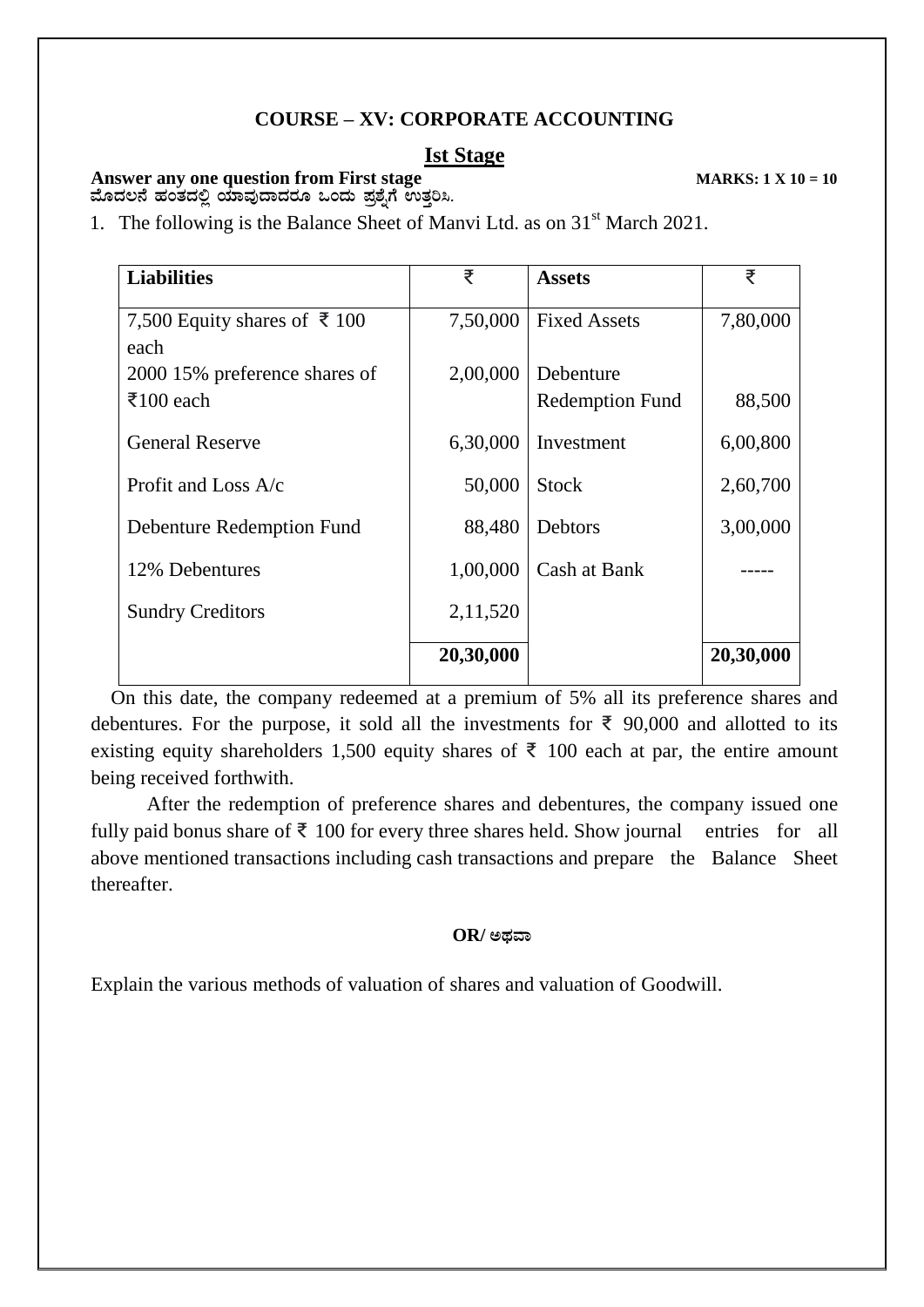## COURSE – XV: CORPORATE ACCOUNTING

### Ist Stage

**Answer any one question from First stage** **MARKS: 1 X 10 = 10**

**ಮೊದಲನೆ ಹಂತದಲ್ಲಿ ಯಾವುದಾದರೂ ಒಂದು ಪ್ರಶ್ನೆಗೆ ಉತ್ತರಿಸಿ.**

1. The following is the Balance Sheet of Manvi Ltd. as on 31st March 2021.

| Liabilities | ₹ | Assets | ₹ |
|---|---|---|---|
| 7,500 Equity shares of ₹ 100 each | 7,50,000 | Fixed Assets | 7,80,000 |
| 2000 15% preference shares of ₹100 each | 2,00,000 | Debenture Redemption Fund | 88,500 |
| General Reserve | 6,30,000 | Investment | 6,00,800 |
| Profit and Loss A/c | 50,000 | Stock | 2,60,700 |
| Debenture Redemption Fund | 88,480 | Debtors | 3,00,000 |
| 12% Debentures | 1,00,000 | Cash at Bank | ----- |
| Sundry Creditors | 2,11,520 | | |
| | **20,30,000** | | **20,30,000** |

On this date, the company redeemed at a premium of 5% all its preference shares and debentures. For the purpose, it sold all the investments for ₹ 90,000 and allotted to its existing equity shareholders 1,500 equity shares of ₹ 100 each at par, the entire amount being received forthwith.

After the redemption of preference shares and debentures, the company issued one fully paid bonus share of ₹ 100 for every three shares held. Show journal entries for all above mentioned transactions including cash transactions and prepare the Balance Sheet thereafter.

**OR/ ಅಥವಾ**

Explain the various methods of valuation of shares and valuation of Goodwill.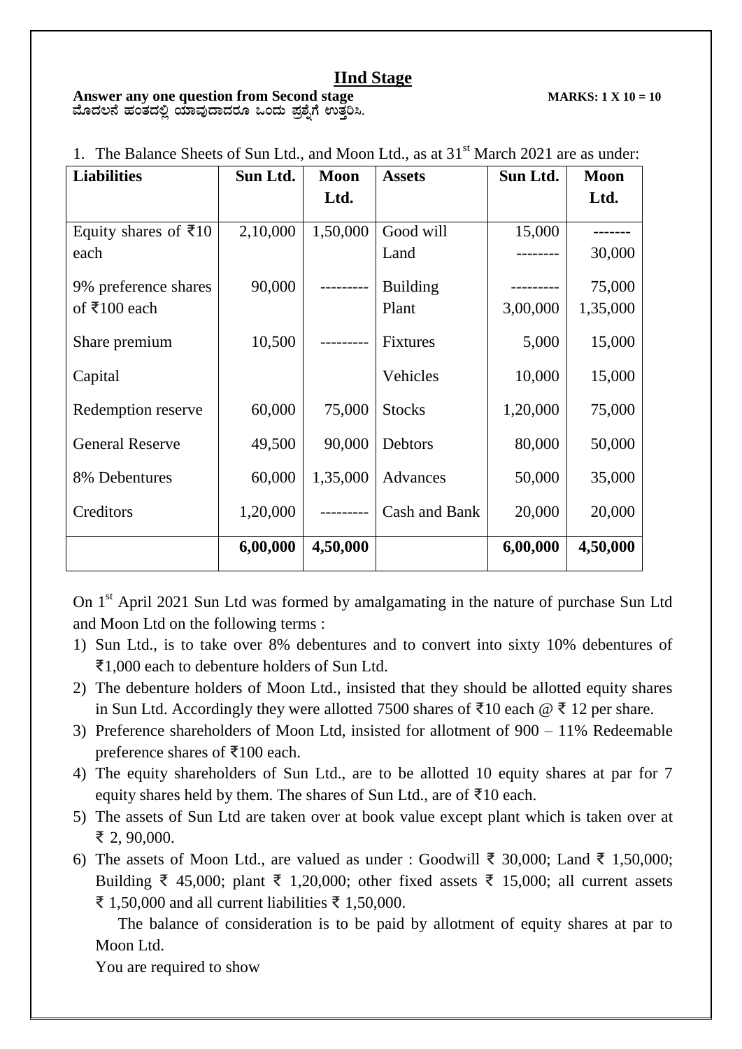## IInd Stage

**Answer any one question from Second stage** **MARKS: 1 X 10 = 10**
**ಮೊದಲನೆ ಹಂತದಲ್ಲಿ ಯಾವುದಾದರೂ ಒಂದು ಪ್ರಶ್ನೆಗೆ ಉತ್ತರಿಸಿ.**

1. The Balance Sheets of Sun Ltd., and Moon Ltd., as at 31st March 2021 are as under:

| Liabilities | Sun Ltd. | Moon Ltd. | Assets | Sun Ltd. | Moon Ltd. |
|---|---|---|---|---|---|
| Equity shares of ₹10 each | 2,10,000 | 1,50,000 | Good will<br>Land | 15,000<br>-------- | -------<br>30,000 |
| 9% preference shares of ₹100 each | 90,000 | --------- | Building<br>Plant | ---------<br>3,00,000 | 75,000<br>1,35,000 |
| Share premium | 10,500 | --------- | Fixtures | 5,000 | 15,000 |
| Capital | | | Vehicles | 10,000 | 15,000 |
| Redemption reserve | 60,000 | 75,000 | Stocks | 1,20,000 | 75,000 |
| General Reserve | 49,500 | 90,000 | Debtors | 80,000 | 50,000 |
| 8% Debentures | 60,000 | 1,35,000 | Advances | 50,000 | 35,000 |
| Creditors | 1,20,000 | --------- | Cash and Bank | 20,000 | 20,000 |
| | **6,00,000** | **4,50,000** | | **6,00,000** | **4,50,000** |

On 1st April 2021 Sun Ltd was formed by amalgamating in the nature of purchase Sun Ltd and Moon Ltd on the following terms :

1) Sun Ltd., is to take over 8% debentures and to convert into sixty 10% debentures of ₹1,000 each to debenture holders of Sun Ltd.
2) The debenture holders of Moon Ltd., insisted that they should be allotted equity shares in Sun Ltd. Accordingly they were allotted 7500 shares of ₹10 each @ ₹ 12 per share.
3) Preference shareholders of Moon Ltd, insisted for allotment of 900 – 11% Redeemable preference shares of ₹100 each.
4) The equity shareholders of Sun Ltd., are to be allotted 10 equity shares at par for 7 equity shares held by them. The shares of Sun Ltd., are of ₹10 each.
5) The assets of Sun Ltd are taken over at book value except plant which is taken over at ₹ 2, 90,000.
6) The assets of Moon Ltd., are valued as under : Goodwill ₹ 30,000; Land ₹ 1,50,000; Building ₹ 45,000; plant ₹ 1,20,000; other fixed assets ₹ 15,000; all current assets ₹ 1,50,000 and all current liabilities ₹ 1,50,000.

   The balance of consideration is to be paid by allotment of equity shares at par to Moon Ltd.

   You are required to show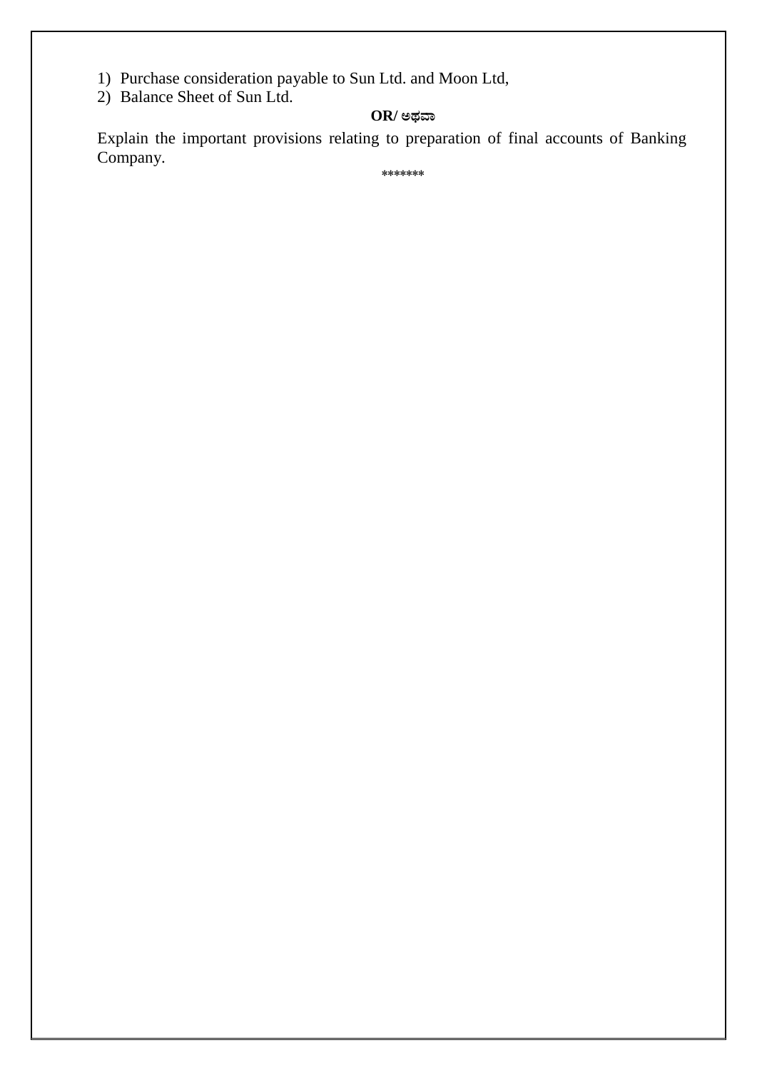1) Purchase consideration payable to Sun Ltd. and Moon Ltd,
2) Balance Sheet of Sun Ltd.

**OR/ ಅಥವಾ**

Explain the important provisions relating to preparation of final accounts of Banking Company.

*******